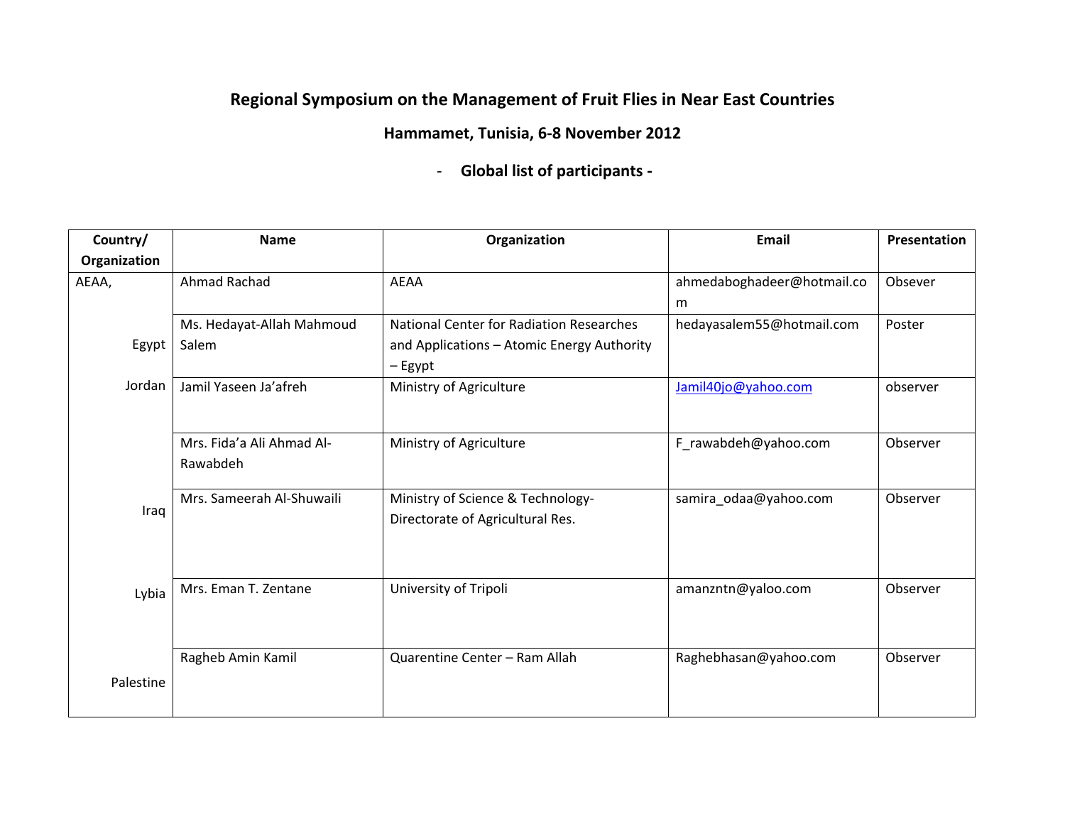# Regional Symposium on the Management of Fruit Flies in Near East Countries

## Hammamet, Tunisia, 6-8 November 2012

## - Global list of participants -

| Country/ Organization | Name | Organization | Email | Presentation |
|---|---|---|---|---|
| AEAA, | Ahmad Rachad | AEAA | ahmedaboghadeer@hotmail.com | Obsever |
| Egypt | Ms. Hedayat-Allah Mahmoud Salem | National Center for Radiation Researches and Applications – Atomic Energy Authority – Egypt | hedayasalem55@hotmail.com | Poster |
| Jordan | Jamil Yaseen Ja'afreh | Ministry of Agriculture | Jamil40jo@yahoo.com | observer |
| | Mrs. Fida'a Ali Ahmad Al-Rawabdeh | Ministry of Agriculture | F_rawabdeh@yahoo.com | Observer |
| Iraq | Mrs. Sameerah Al-Shuwaili | Ministry of Science & Technology- Directorate of Agricultural Res. | samira_odaa@yahoo.com | Observer |
| Lybia | Mrs. Eman T. Zentane | University of Tripoli | amanzntn@yaloo.com | Observer |
| Palestine | Ragheb Amin Kamil | Quarentine Center – Ram Allah | Raghebhasan@yahoo.com | Observer |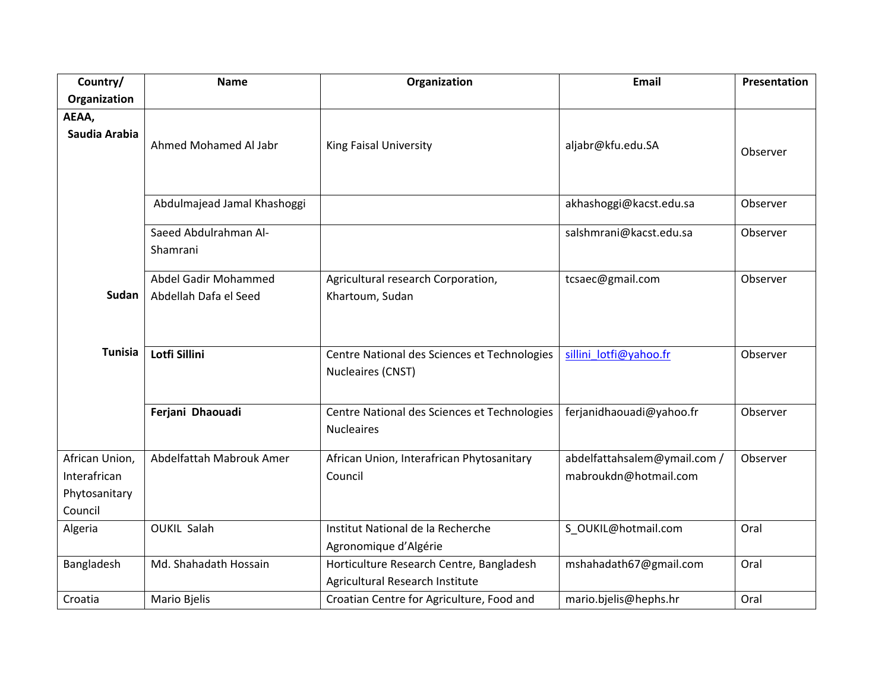| Country/ Organization | Name | Organization | Email | Presentation |
|---|---|---|---|---|
| **AEAA, Saudia Arabia** | Ahmed Mohamed Al Jabr | King Faisal University | aljabr@kfu.edu.SA | Observer |
| | Abdulmajead Jamal Khashoggi | | akhashoggi@kacst.edu.sa | Observer |
| | Saeed Abdulrahman Al-Shamrani | | salshmrani@kacst.edu.sa | Observer |
| **Sudan** | Abdel Gadir Mohammed Abdellah Dafa el Seed | Agricultural research Corporation, Khartoum, Sudan | tcsaec@gmail.com | Observer |
| **Tunisia** | **Lotfi Sillini** | Centre National des Sciences et Technologies Nucleaires (CNST) | sillini_lotfi@yahoo.fr | Observer |
| | **Ferjani Dhaouadi** | Centre National des Sciences et Technologies Nucleaires | ferjanidhaouadi@yahoo.fr | Observer |
| African Union, Interafrican Phytosanitary Council | Abdelfattah Mabrouk Amer | African Union, Interafrican Phytosanitary Council | abdelfattahsalem@ymail.com / mabroukdn@hotmail.com | Observer |
| Algeria | OUKIL Salah | Institut National de la Recherche Agronomique d'Algérie | S_OUKIL@hotmail.com | Oral |
| Bangladesh | Md. Shahadath Hossain | Horticulture Research Centre, Bangladesh Agricultural Research Institute | mshahadath67@gmail.com | Oral |
| Croatia | Mario Bjelis | Croatian Centre for Agriculture, Food and | mario.bjelis@hephs.hr | Oral |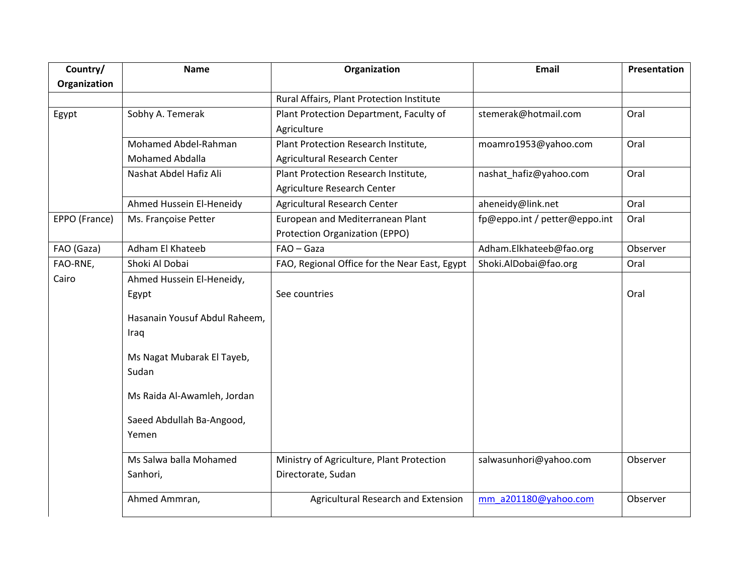| Country/ Organization | Name | Organization | Email | Presentation |
|---|---|---|---|---|
| | | Rural Affairs, Plant Protection Institute | | |
| Egypt | Sobhy A. Temerak | Plant Protection Department, Faculty of Agriculture | stemerak@hotmail.com | Oral |
| | Mohamed Abdel-Rahman Mohamed Abdalla | Plant Protection Research Institute, Agricultural Research Center | moamro1953@yahoo.com | Oral |
| | Nashat Abdel Hafiz Ali | Plant Protection Research Institute, Agriculture Research Center | nashat_hafiz@yahoo.com | Oral |
| | Ahmed Hussein El-Heneidy | Agricultural Research Center | aheneidy@link.net | Oral |
| EPPO (France) | Ms. Françoise Petter | European and Mediterranean Plant Protection Organization (EPPO) | fp@eppo.int / petter@eppo.int | Oral |
| FAO (Gaza) | Adham El Khateeb | FAO – Gaza | Adham.Elkhateeb@fao.org | Observer |
| FAO-RNE, Cairo | Shoki Al Dobai | FAO, Regional Office for the Near East, Egypt | Shoki.AlDobai@fao.org | Oral |
| | Ahmed Hussein El-Heneidy, Egypt<br><br>Hasanain Yousuf Abdul Raheem, Iraq<br><br>Ms Nagat Mubarak El Tayeb, Sudan<br><br>Ms Raida Al-Awamleh, Jordan<br><br>Saeed Abdullah Ba-Angood, Yemen | See countries | | Oral |
| | Ms Salwa balla Mohamed Sanhori, | Ministry of Agriculture, Plant Protection Directorate, Sudan | salwasunhori@yahoo.com | Observer |
| | Ahmed Ammran, | Agricultural Research and Extension | mm_a201180@yahoo.com | Observer |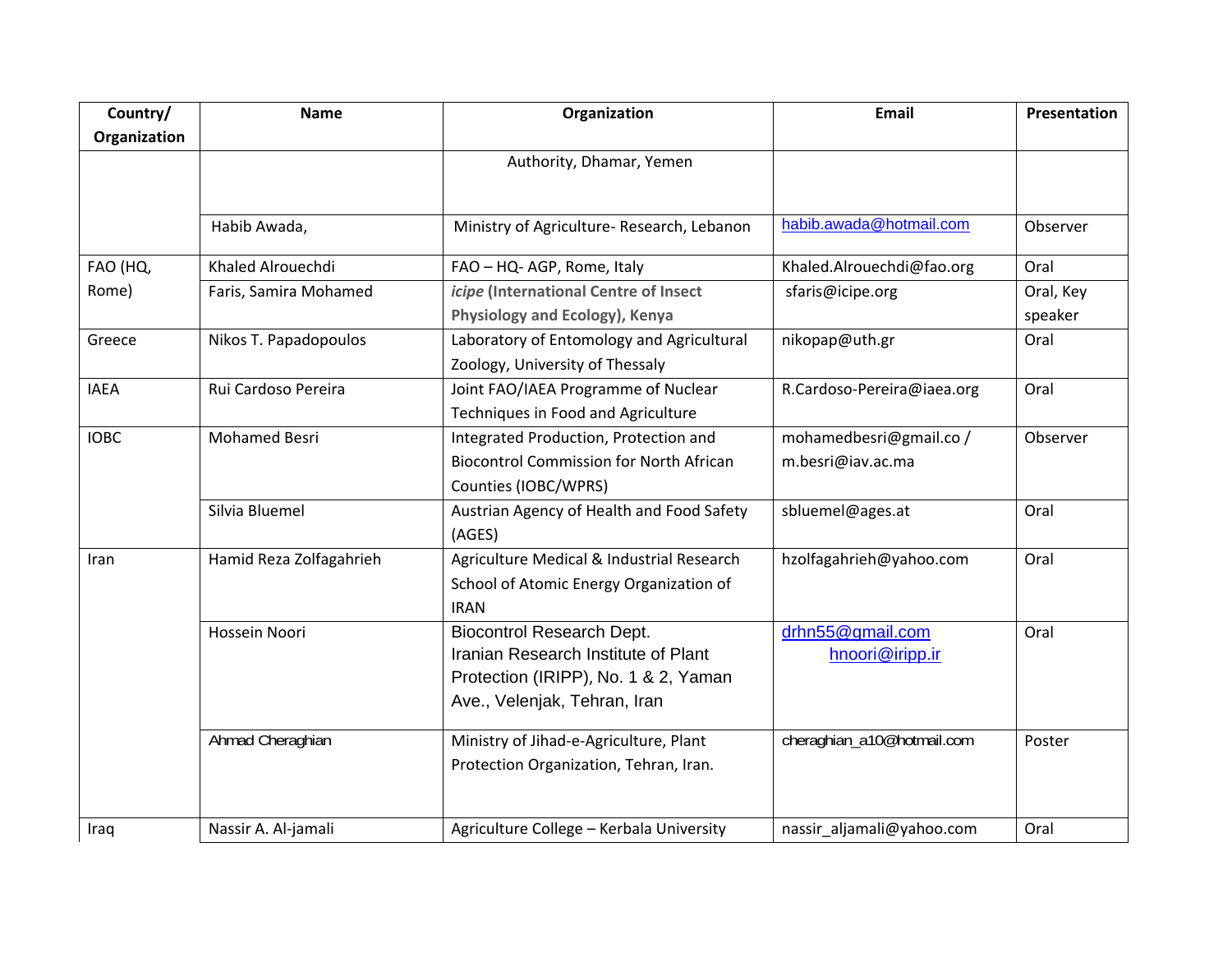| Country/ Organization | Name | Organization | Email | Presentation |
|---|---|---|---|---|
| | | Authority, Dhamar, Yemen | | |
| | Habib Awada, | Ministry of Agriculture- Research, Lebanon | habib.awada@hotmail.com | Observer |
| FAO (HQ, Rome) | Khaled Alrouechdi | FAO – HQ- AGP, Rome, Italy | Khaled.Alrouechdi@fao.org | Oral |
| | Faris, Samira Mohamed | ***icipe* (International Centre of Insect Physiology and Ecology), Kenya** | sfaris@icipe.org | Oral, Key speaker |
| Greece | Nikos T. Papadopoulos | Laboratory of Entomology and Agricultural Zoology, University of Thessaly | nikopap@uth.gr | Oral |
| IAEA | Rui Cardoso Pereira | Joint FAO/IAEA Programme of Nuclear Techniques in Food and Agriculture | R.Cardoso-Pereira@iaea.org | Oral |
| IOBC | Mohamed Besri | Integrated Production, Protection and Biocontrol Commission for North African Counties (IOBC/WPRS) | mohamedbesri@gmail.co / m.besri@iav.ac.ma | Observer |
| | Silvia Bluemel | Austrian Agency of Health and Food Safety (AGES) | sbluemel@ages.at | Oral |
| Iran | Hamid Reza Zolfagahrieh | Agriculture Medical & Industrial Research School of Atomic Energy Organization of IRAN | hzolfagahrieh@yahoo.com | Oral |
| | Hossein Noori | Biocontrol Research Dept. Iranian Research Institute of Plant Protection (IRIPP), No. 1 & 2, Yaman Ave., Velenjak, Tehran, Iran | drhn55@gmail.com hnoori@iripp.ir | Oral |
| | Ahmad Cheraghian | Ministry of Jihad-e-Agriculture, Plant Protection Organization, Tehran, Iran. | cheraghian_a10@hotmail.com | Poster |
| Iraq | Nassir A. Al-jamali | Agriculture College – Kerbala University | nassir_aljamali@yahoo.com | Oral |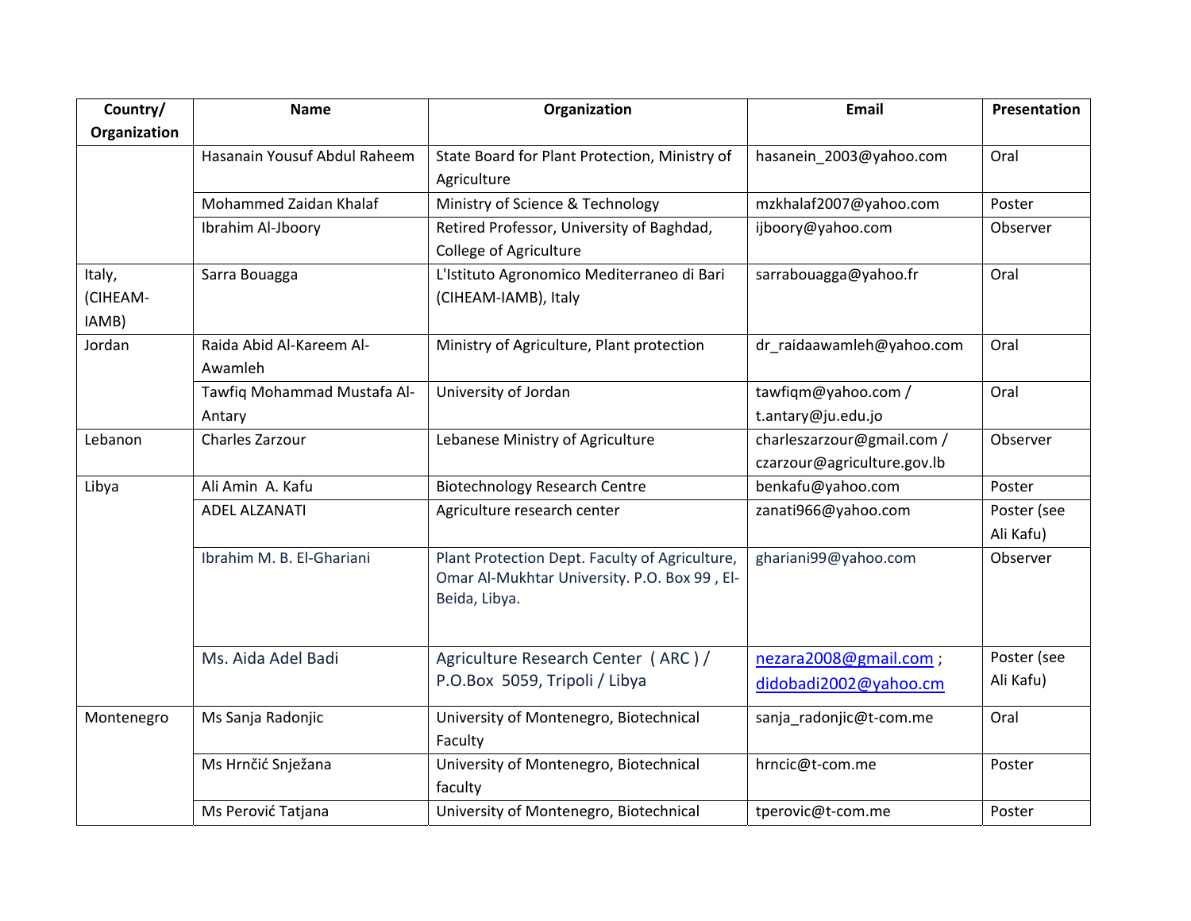| Country/ Organization | Name | Organization | Email | Presentation |
| --- | --- | --- | --- | --- |
| | Hasanain Yousuf Abdul Raheem | State Board for Plant Protection, Ministry of Agriculture | hasanein_2003@yahoo.com | Oral |
| | Mohammed Zaidan Khalaf | Ministry of Science & Technology | mzkhalaf2007@yahoo.com | Poster |
| | Ibrahim Al-Jboory | Retired Professor, University of Baghdad, College of Agriculture | ijboory@yahoo.com | Observer |
| Italy, (CIHEAM-IAMB) | Sarra Bouagga | L'Istituto Agronomico Mediterraneo di Bari (CIHEAM-IAMB), Italy | sarrabouagga@yahoo.fr | Oral |
| Jordan | Raida Abid Al-Kareem Al-Awamleh | Ministry of Agriculture, Plant protection | dr_raidaawamleh@yahoo.com | Oral |
| | Tawfiq Mohammad Mustafa Al-Antary | University of Jordan | tawfiqm@yahoo.com / t.antary@ju.edu.jo | Oral |
| Lebanon | Charles Zarzour | Lebanese Ministry of Agriculture | charleszarzour@gmail.com / czarzour@agriculture.gov.lb | Observer |
| Libya | Ali Amin A. Kafu | Biotechnology Research Centre | benkafu@yahoo.com | Poster |
| | ADEL ALZANATI | Agriculture research center | zanati966@yahoo.com | Poster (see Ali Kafu) |
| | Ibrahim M. B. El-Ghariani | Plant Protection Dept. Faculty of Agriculture, Omar Al-Mukhtar University. P.O. Box 99 , El-Beida, Libya. | ghariani99@yahoo.com | Observer |
| | Ms. Aida Adel Badi | Agriculture Research Center ( ARC ) / P.O.Box 5059, Tripoli / Libya | nezara2008@gmail.com ; didobadi2002@yahoo.cm | Poster (see Ali Kafu) |
| Montenegro | Ms Sanja Radonjic | University of Montenegro, Biotechnical Faculty | sanja_radonjic@t-com.me | Oral |
| | Ms Hrnčić Snježana | University of Montenegro, Biotechnical faculty | hrncic@t-com.me | Poster |
| | Ms Perović Tatjana | University of Montenegro, Biotechnical | tperovic@t-com.me | Poster |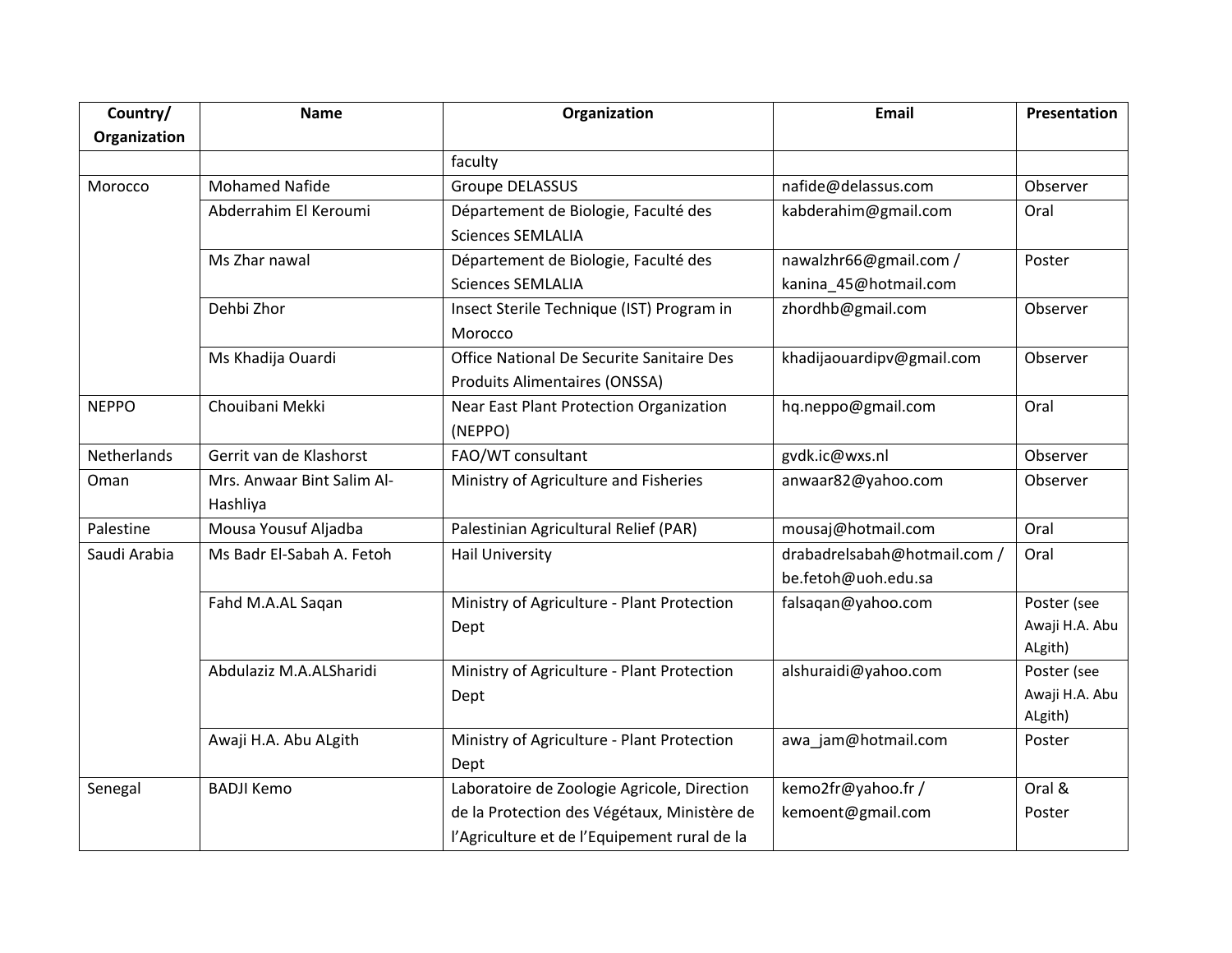| Country/ Organization | Name | Organization | Email | Presentation |
|---|---|---|---|---|
| | | faculty | | |
| Morocco | Mohamed Nafide | Groupe DELASSUS | nafide@delassus.com | Observer |
| | Abderrahim El Keroumi | Département de Biologie, Faculté des Sciences SEMLALIA | kabderahim@gmail.com | Oral |
| | Ms Zhar nawal | Département de Biologie, Faculté des Sciences SEMLALIA | nawalzhr66@gmail.com / kanina_45@hotmail.com | Poster |
| | Dehbi Zhor | Insect Sterile Technique (IST) Program in Morocco | zhordhb@gmail.com | Observer |
| | Ms Khadija Ouardi | Office National De Securite Sanitaire Des Produits Alimentaires (ONSSA) | khadijaouardipv@gmail.com | Observer |
| NEPPO | Chouibani Mekki | Near East Plant Protection Organization (NEPPO) | hq.neppo@gmail.com | Oral |
| Netherlands | Gerrit van de Klashorst | FAO/WT consultant | gvdk.ic@wxs.nl | Observer |
| Oman | Mrs. Anwaar Bint Salim Al-Hashliya | Ministry of Agriculture and Fisheries | anwaar82@yahoo.com | Observer |
| Palestine | Mousa Yousuf Aljadba | Palestinian Agricultural Relief (PAR) | mousaj@hotmail.com | Oral |
| Saudi Arabia | Ms Badr El-Sabah A. Fetoh | Hail University | drabadrelsabah@hotmail.com / be.fetoh@uoh.edu.sa | Oral |
| | Fahd M.A.AL Saqan | Ministry of Agriculture - Plant Protection Dept | falsaqan@yahoo.com | Poster (see Awaji H.A. Abu ALgith) |
| | Abdulaziz M.A.ALSharidi | Ministry of Agriculture - Plant Protection Dept | alshuraidi@yahoo.com | Poster (see Awaji H.A. Abu ALgith) |
| | Awaji H.A. Abu ALgith | Ministry of Agriculture - Plant Protection Dept | awa_jam@hotmail.com | Poster |
| Senegal | BADJI Kemo | Laboratoire de Zoologie Agricole, Direction de la Protection des Végétaux, Ministère de l'Agriculture et de l'Equipement rural de la | kemo2fr@yahoo.fr / kemoent@gmail.com | Oral & Poster |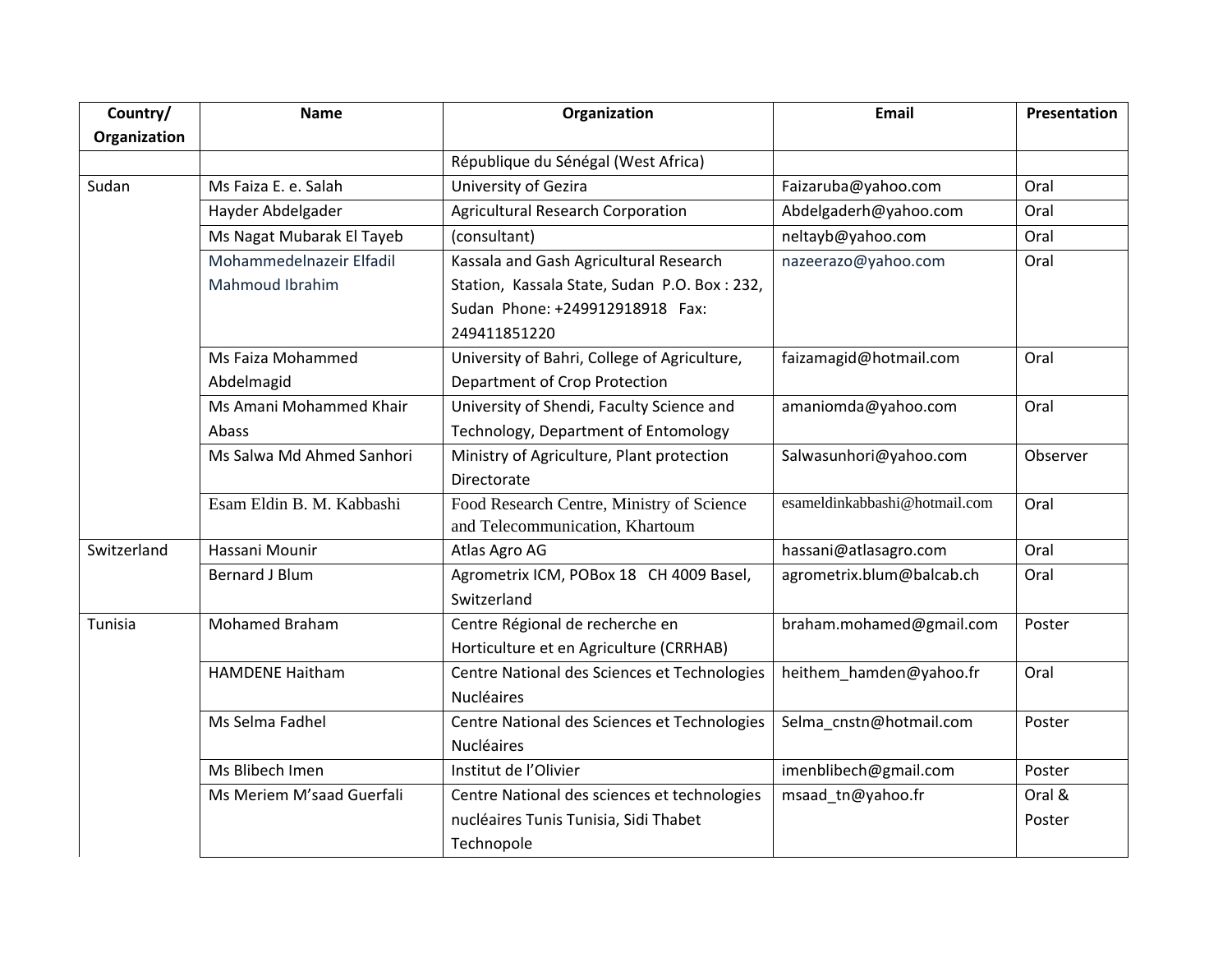| Country/ Organization | Name | Organization | Email | Presentation |
|---|---|---|---|---|
| | | République du Sénégal (West Africa) | | |
| Sudan | Ms Faiza E. e. Salah | University of Gezira | Faizaruba@yahoo.com | Oral |
| | Hayder Abdelgader | Agricultural Research Corporation | Abdelgaderh@yahoo.com | Oral |
| | Ms Nagat Mubarak El Tayeb | (consultant) | neltayb@yahoo.com | Oral |
| | Mohammedelnazeir Elfadil Mahmoud Ibrahim | Kassala and Gash Agricultural Research Station, Kassala State, Sudan P.O. Box : 232, Sudan Phone: +249912918918 Fax: 249411851220 | nazeerazo@yahoo.com | Oral |
| | Ms Faiza Mohammed Abdelmagid | University of Bahri, College of Agriculture, Department of Crop Protection | faizamagid@hotmail.com | Oral |
| | Ms Amani Mohammed Khair Abass | University of Shendi, Faculty Science and Technology, Department of Entomology | amaniomda@yahoo.com | Oral |
| | Ms Salwa Md Ahmed Sanhori | Ministry of Agriculture, Plant protection Directorate | Salwasunhori@yahoo.com | Observer |
| | Esam Eldin B. M. Kabbashi | Food Research Centre, Ministry of Science and Telecommunication, Khartoum | esameldinkabbashi@hotmail.com | Oral |
| Switzerland | Hassani Mounir | Atlas Agro AG | hassani@atlasagro.com | Oral |
| | Bernard J Blum | Agrometrix ICM, POBox 18 CH 4009 Basel, Switzerland | agrometrix.blum@balcab.ch | Oral |
| Tunisia | Mohamed Braham | Centre Régional de recherche en Horticulture et en Agriculture (CRRHAB) | braham.mohamed@gmail.com | Poster |
| | HAMDENE Haitham | Centre National des Sciences et Technologies Nucléaires | heithem_hamden@yahoo.fr | Oral |
| | Ms Selma Fadhel | Centre National des Sciences et Technologies Nucléaires | Selma_cnstn@hotmail.com | Poster |
| | Ms Blibech Imen | Institut de l'Olivier | imenblibech@gmail.com | Poster |
| | Ms Meriem M'saad Guerfali | Centre National des sciences et technologies nucléaires Tunis Tunisia, Sidi Thabet Technopole | msaad_tn@yahoo.fr | Oral & Poster |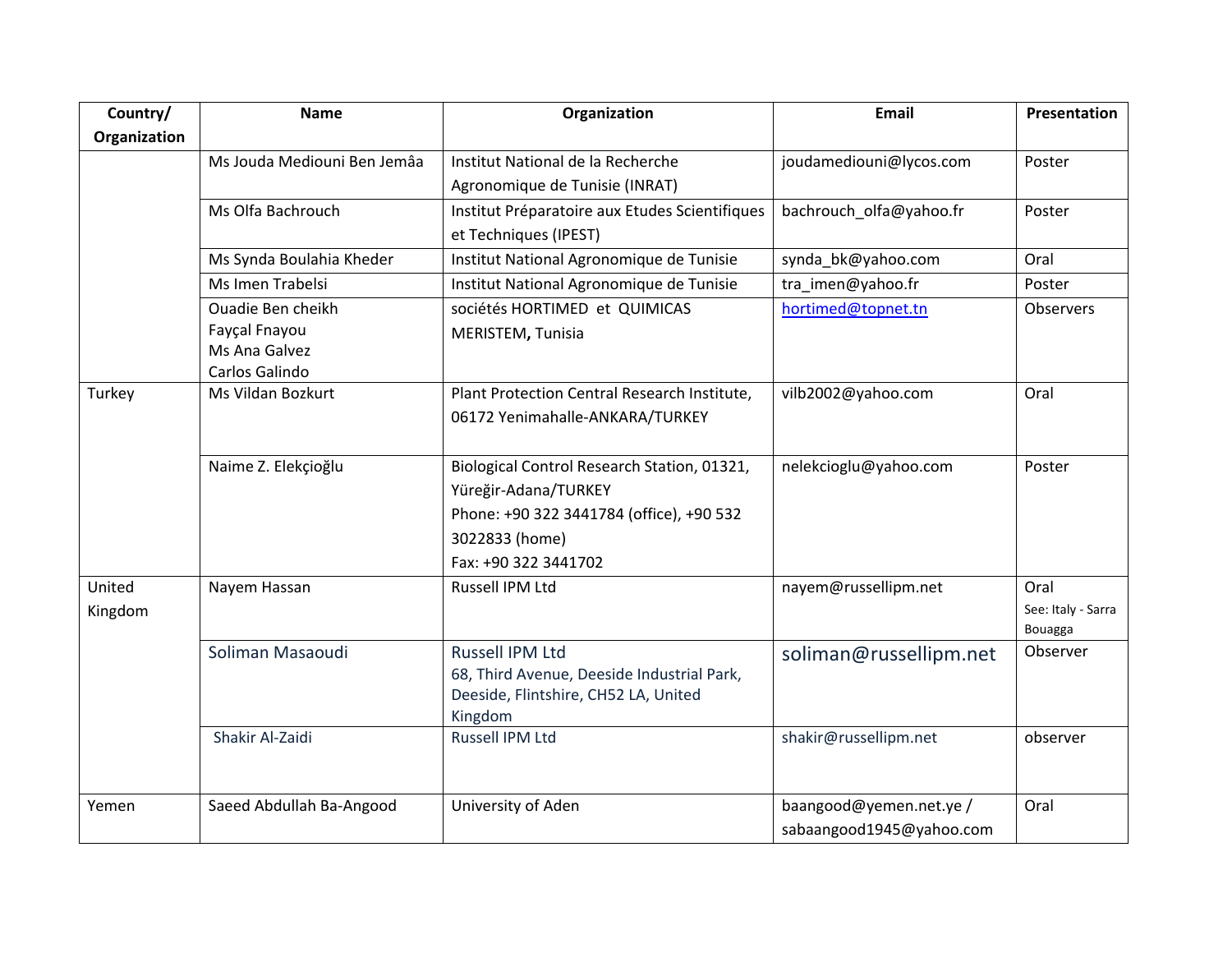| Country/ Organization | Name | Organization | Email | Presentation |
| --- | --- | --- | --- | --- |
| | Ms Jouda Mediouni Ben Jemâa | Institut National de la Recherche Agronomique de Tunisie (INRAT) | joudamediouni@lycos.com | Poster |
| | Ms Olfa Bachrouch | Institut Préparatoire aux Etudes Scientifiques et Techniques (IPEST) | bachrouch_olfa@yahoo.fr | Poster |
| | Ms Synda Boulahia Kheder | Institut National Agronomique de Tunisie | synda_bk@yahoo.com | Oral |
| | Ms Imen Trabelsi | Institut National Agronomique de Tunisie | tra_imen@yahoo.fr | Poster |
| | Ouadie Ben cheikh<br>Fayçal Fnayou<br>Ms Ana Galvez<br>Carlos Galindo | sociétés HORTIMED et QUIMICAS MERISTEM**,** Tunisia | hortimed@topnet.tn | Observers |
| Turkey | Ms Vildan Bozkurt | Plant Protection Central Research Institute, 06172 Yenimahalle-ANKARA/TURKEY | vilb2002@yahoo.com | Oral |
| | Naime Z. Elekçioğlu | Biological Control Research Station, 01321, Yüreğir-Adana/TURKEY<br>Phone: +90 322 3441784 (office), +90 532 3022833 (home)<br>Fax: +90 322 3441702 | nelekcioglu@yahoo.com | Poster |
| United Kingdom | Nayem Hassan | Russell IPM Ltd | nayem@russellipm.net | Oral<br>See: Italy - Sarra Bouagga |
| | Soliman Masaoudi | Russell IPM Ltd<br>68, Third Avenue, Deeside Industrial Park, Deeside, Flintshire, CH52 LA, United Kingdom | soliman@russellipm.net | Observer |
| | Shakir Al-Zaidi | Russell IPM Ltd | shakir@russellipm.net | observer |
| Yemen | Saeed Abdullah Ba-Angood | University of Aden | baangood@yemen.net.ye / sabaangood1945@yahoo.com | Oral |